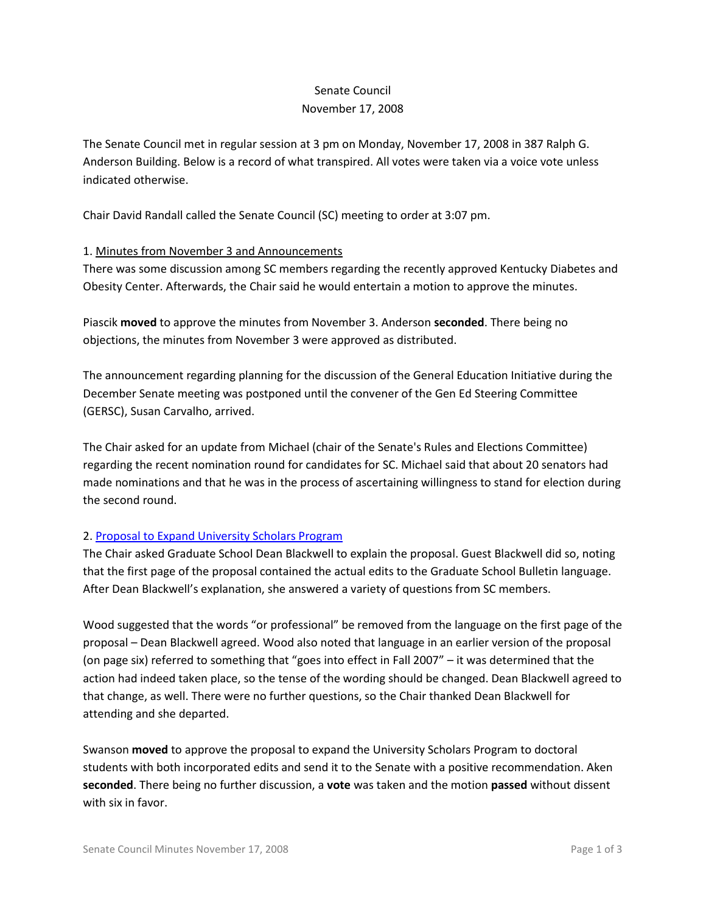Senate Council

November 17, 2008

The Senate Council met in regular session at 3 pm on Monday, November 17, 2008 in 387 Ralph G. Anderson Building. Below is a record of what transpired. All votes were taken via a voice vote unless indicated otherwise.

Chair David Randall called the Senate Council (SC) meeting to order at 3:07 pm.

1. Minutes from November 3 and Announcements

There was some discussion among SC members regarding the recently approved Kentucky Diabetes and Obesity Center. Afterwards, the Chair said he would entertain a motion to approve the minutes.

Piascik **moved** to approve the minutes from November 3. Anderson **seconded**. There being no objections, the minutes from November 3 were approved as distributed.

The announcement regarding planning for the discussion of the General Education Initiative during the December Senate meeting was postponed until the convener of the Gen Ed Steering Committee (GERSC), Susan Carvalho, arrived.

The Chair asked for an update from Michael (chair of the Senate's Rules and Elections Committee) regarding the recent nomination round for candidates for SC. Michael said that about 20 senators had made nominations and that he was in the process of ascertaining willingness to stand for election during the second round.

2. Proposal to Expand University Scholars Program

The Chair asked Graduate School Dean Blackwell to explain the proposal. Guest Blackwell did so, noting that the first page of the proposal contained the actual edits to the Graduate School Bulletin language. After Dean Blackwell's explanation, she answered a variety of questions from SC members.

Wood suggested that the words "or professional" be removed from the language on the first page of the proposal – Dean Blackwell agreed. Wood also noted that language in an earlier version of the proposal (on page six) referred to something that "goes into effect in Fall 2007" – it was determined that the action had indeed taken place, so the tense of the wording should be changed. Dean Blackwell agreed to that change, as well. There were no further questions, so the Chair thanked Dean Blackwell for attending and she departed.

Swanson **moved** to approve the proposal to expand the University Scholars Program to doctoral students with both incorporated edits and send it to the Senate with a positive recommendation. Aken **seconded**. There being no further discussion, a **vote** was taken and the motion **passed** without dissent with six in favor.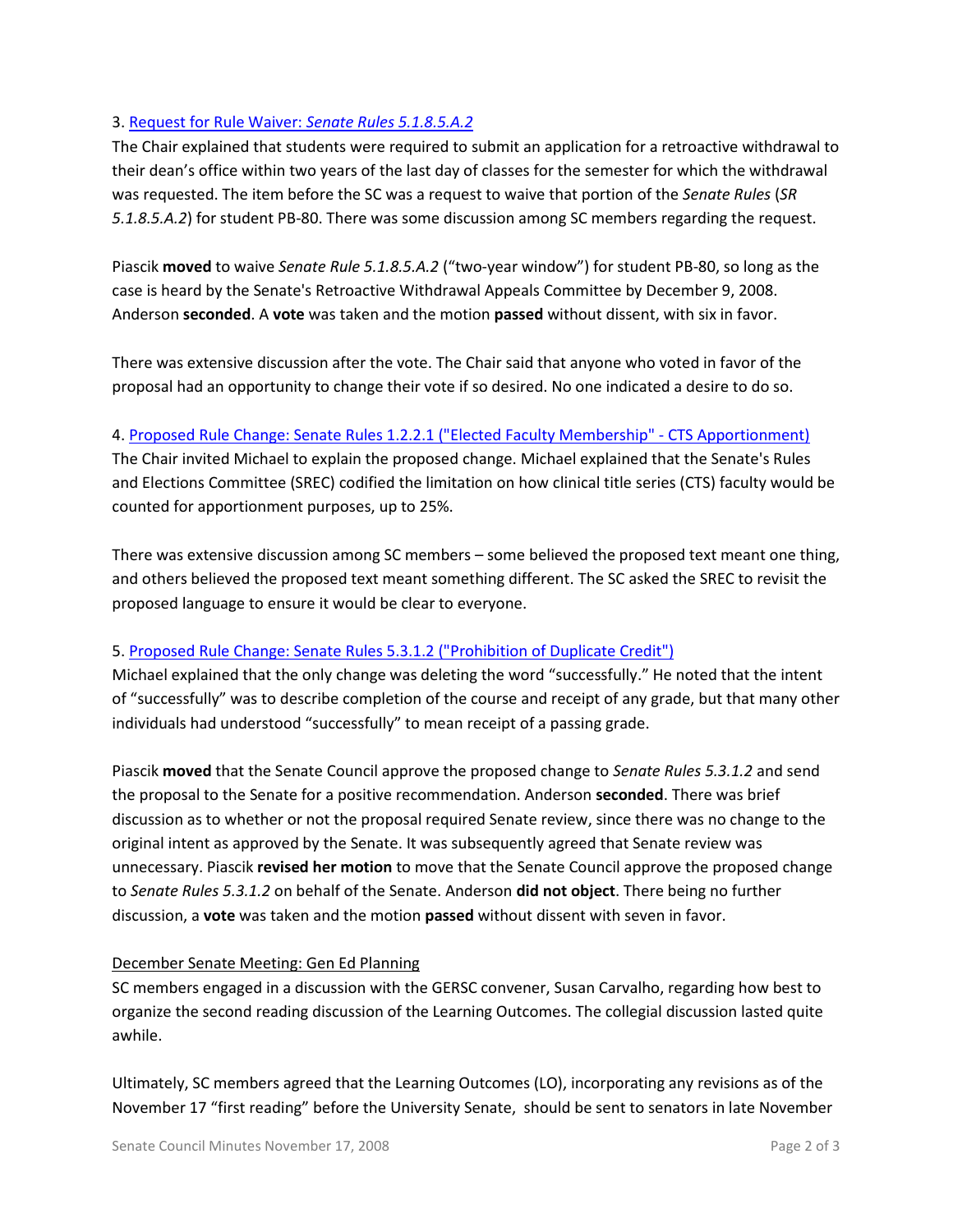3. [Request for Rule Waiver: *Senate Rules 5.1.8.5.A.2*]

The Chair explained that students were required to submit an application for a retroactive withdrawal to their dean's office within two years of the last day of classes for the semester for which the withdrawal was requested. The item before the SC was a request to waive that portion of the *Senate Rules* (*SR 5.1.8.5.A.2*) for student PB-80. There was some discussion among SC members regarding the request.

Piascik **moved** to waive *Senate Rule 5.1.8.5.A.2* ("two-year window") for student PB-80, so long as the case is heard by the Senate's Retroactive Withdrawal Appeals Committee by December 9, 2008. Anderson **seconded**. A **vote** was taken and the motion **passed** without dissent, with six in favor.

There was extensive discussion after the vote. The Chair said that anyone who voted in favor of the proposal had an opportunity to change their vote if so desired. No one indicated a desire to do so.

4. [Proposed Rule Change: Senate Rules 1.2.2.1 ("Elected Faculty Membership" - CTS Apportionment)]

The Chair invited Michael to explain the proposed change. Michael explained that the Senate's Rules and Elections Committee (SREC) codified the limitation on how clinical title series (CTS) faculty would be counted for apportionment purposes, up to 25%.

There was extensive discussion among SC members – some believed the proposed text meant one thing, and others believed the proposed text meant something different. The SC asked the SREC to revisit the proposed language to ensure it would be clear to everyone.

5. [Proposed Rule Change: Senate Rules 5.3.1.2 ("Prohibition of Duplicate Credit")]

Michael explained that the only change was deleting the word "successfully." He noted that the intent of "successfully" was to describe completion of the course and receipt of any grade, but that many other individuals had understood "successfully" to mean receipt of a passing grade.

Piascik **moved** that the Senate Council approve the proposed change to *Senate Rules 5.3.1.2* and send the proposal to the Senate for a positive recommendation. Anderson **seconded**. There was brief discussion as to whether or not the proposal required Senate review, since there was no change to the original intent as approved by the Senate. It was subsequently agreed that Senate review was unnecessary. Piascik **revised her motion** to move that the Senate Council approve the proposed change to *Senate Rules 5.3.1.2* on behalf of the Senate. Anderson **did not object**. There being no further discussion, a **vote** was taken and the motion **passed** without dissent with seven in favor.

<u>December Senate Meeting: Gen Ed Planning</u>

SC members engaged in a discussion with the GERSC convener, Susan Carvalho, regarding how best to organize the second reading discussion of the Learning Outcomes. The collegial discussion lasted quite awhile.

Ultimately, SC members agreed that the Learning Outcomes (LO), incorporating any revisions as of the November 17 "first reading" before the University Senate, should be sent to senators in late November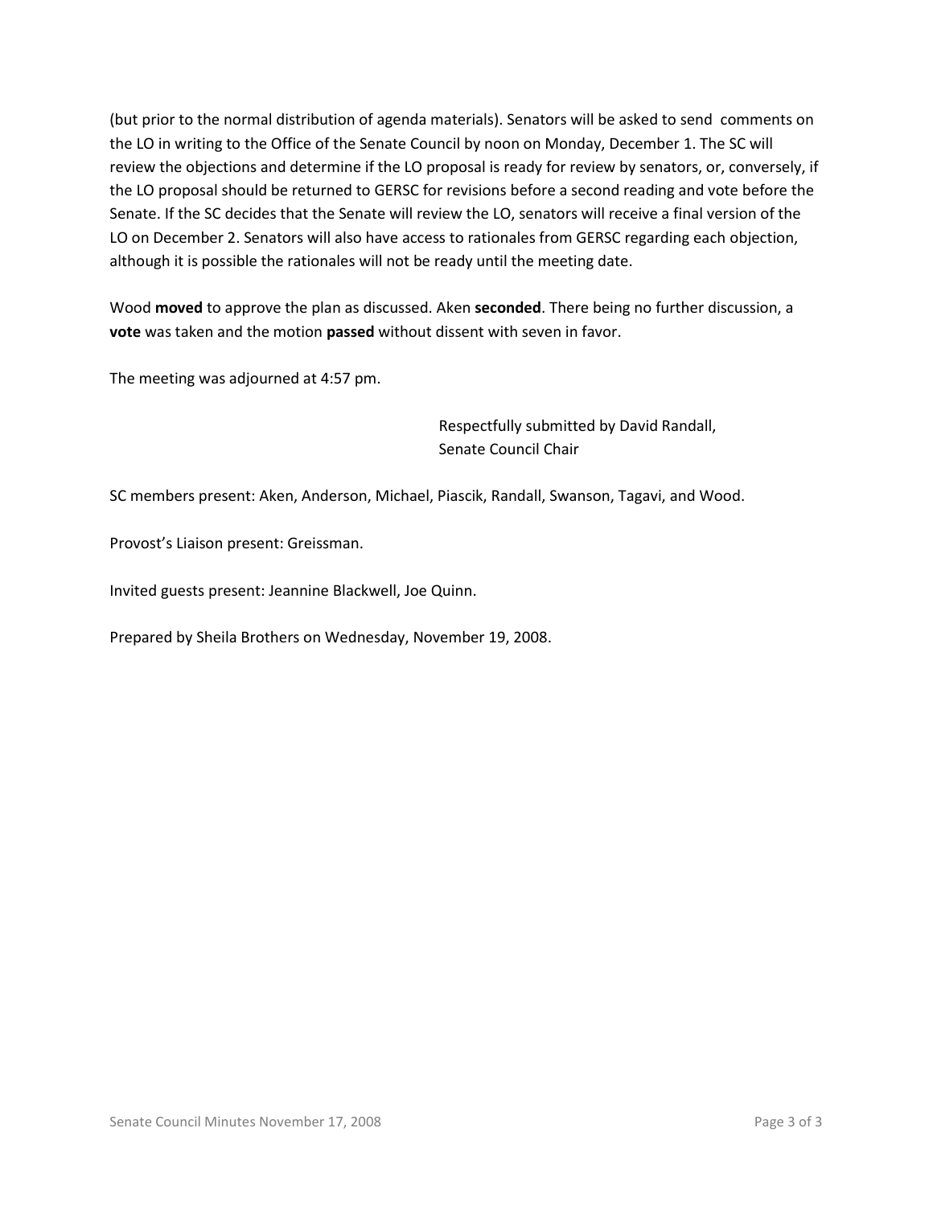(but prior to the normal distribution of agenda materials). Senators will be asked to send comments on the LO in writing to the Office of the Senate Council by noon on Monday, December 1. The SC will review the objections and determine if the LO proposal is ready for review by senators, or, conversely, if the LO proposal should be returned to GERSC for revisions before a second reading and vote before the Senate. If the SC decides that the Senate will review the LO, senators will receive a final version of the LO on December 2. Senators will also have access to rationales from GERSC regarding each objection, although it is possible the rationales will not be ready until the meeting date.

Wood **moved** to approve the plan as discussed. Aken **seconded**. There being no further discussion, a **vote** was taken and the motion **passed** without dissent with seven in favor.

The meeting was adjourned at 4:57 pm.

Respectfully submitted by David Randall,
Senate Council Chair

SC members present: Aken, Anderson, Michael, Piascik, Randall, Swanson, Tagavi, and Wood.

Provost's Liaison present: Greissman.

Invited guests present: Jeannine Blackwell, Joe Quinn.

Prepared by Sheila Brothers on Wednesday, November 19, 2008.